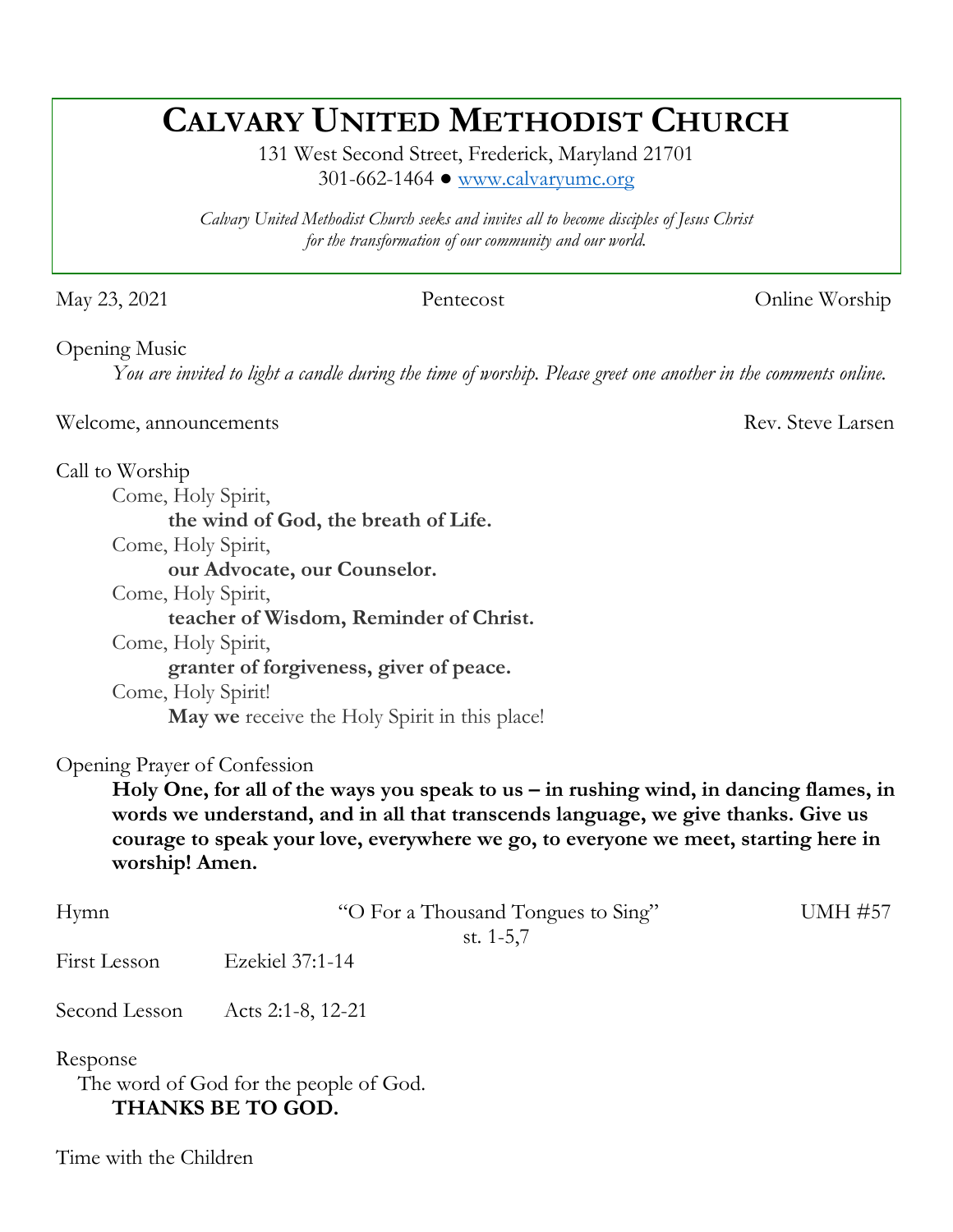# CALVARY UNITED METHODIST CHURCH

131 West Second Street, Frederick, Maryland 21701
301-662-1464 ● www.calvaryumc.org

*Calvary United Methodist Church seeks and invites all to become disciples of Jesus Christ for the transformation of our community and our world.*

May 23, 2021 — Pentecost — Online Worship

Opening Music

*You are invited to light a candle during the time of worship. Please greet one another in the comments online.*

Welcome, announcements — Rev. Steve Larsen

Call to Worship

Come, Holy Spirit,
**the wind of God, the breath of Life.**
Come, Holy Spirit,
**our Advocate, our Counselor.**
Come, Holy Spirit,
**teacher of Wisdom, Reminder of Christ.**
Come, Holy Spirit,
**granter of forgiveness, giver of peace.**
Come, Holy Spirit!
**May we** receive the Holy Spirit in this place!

Opening Prayer of Confession

**Holy One, for all of the ways you speak to us – in rushing wind, in dancing flames, in words we understand, and in all that transcends language, we give thanks. Give us courage to speak your love, everywhere we go, to everyone we meet, starting here in worship! Amen.**

Hymn — "O For a Thousand Tongues to Sing" st. 1-5,7 — UMH #57

First Lesson — Ezekiel 37:1-14

Second Lesson — Acts 2:1-8, 12-21

Response

The word of God for the people of God.
**THANKS BE TO GOD.**

Time with the Children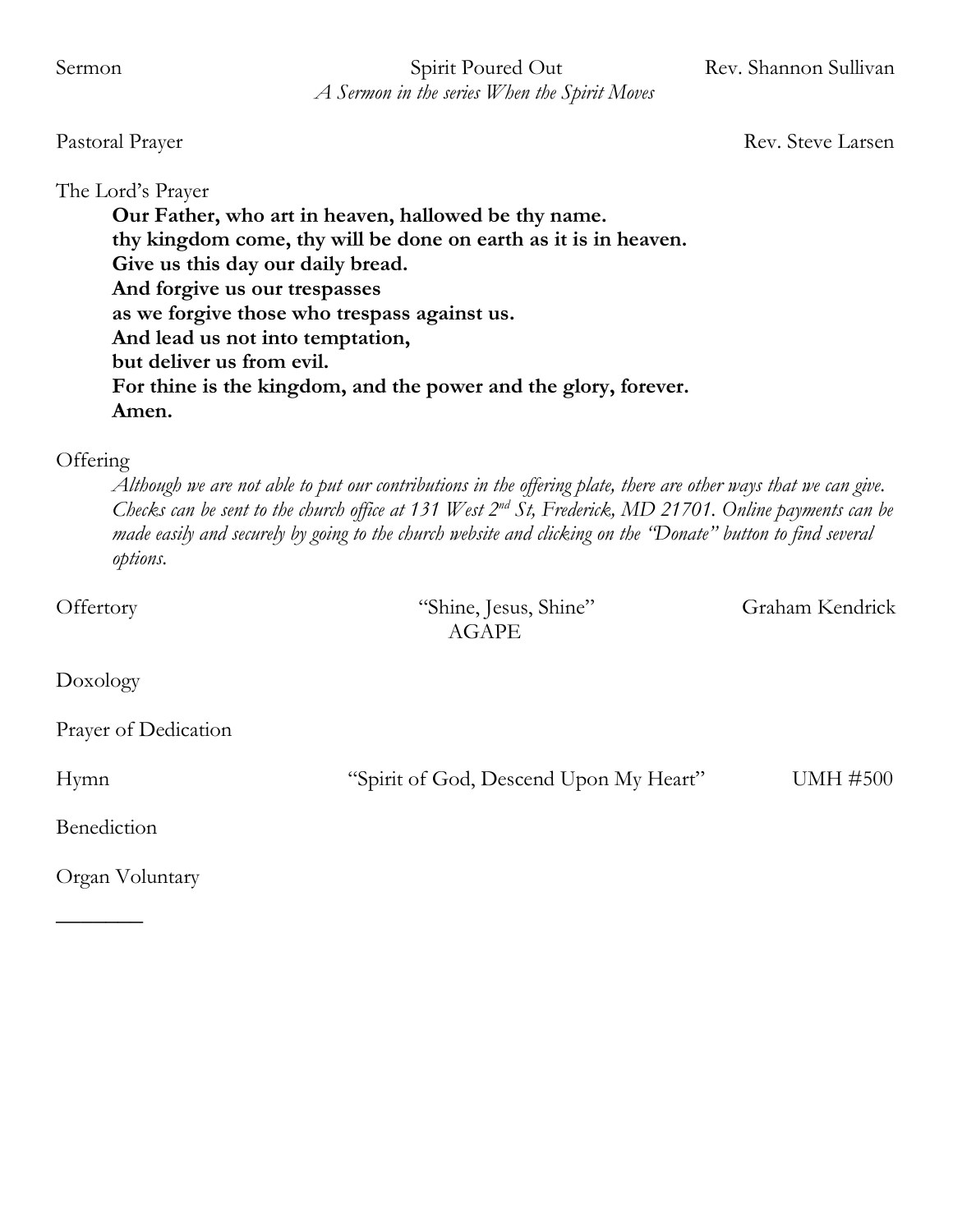Sermon — Spirit Poured Out — Rev. Shannon Sullivan
*A Sermon in the series When the Spirit Moves*

Pastoral Prayer — Rev. Steve Larsen

The Lord's Prayer

> **Our Father, who art in heaven, hallowed be thy name.**
> **thy kingdom come, thy will be done on earth as it is in heaven.**
> **Give us this day our daily bread.**
> **And forgive us our trespasses**
> **as we forgive those who trespass against us.**
> **And lead us not into temptation,**
> **but deliver us from evil.**
> **For thine is the kingdom, and the power and the glory, forever.**
> **Amen.**

Offering

> *Although we are not able to put our contributions in the offering plate, there are other ways that we can give. Checks can be sent to the church office at 131 West 2nd St, Frederick, MD 21701. Online payments can be made easily and securely by going to the church website and clicking on the "Donate" button to find several options.*

Offertory — "Shine, Jesus, Shine" — Graham Kendrick
AGAPE

Doxology

Prayer of Dedication

Hymn — "Spirit of God, Descend Upon My Heart" — UMH #500

Benediction

Organ Voluntary

________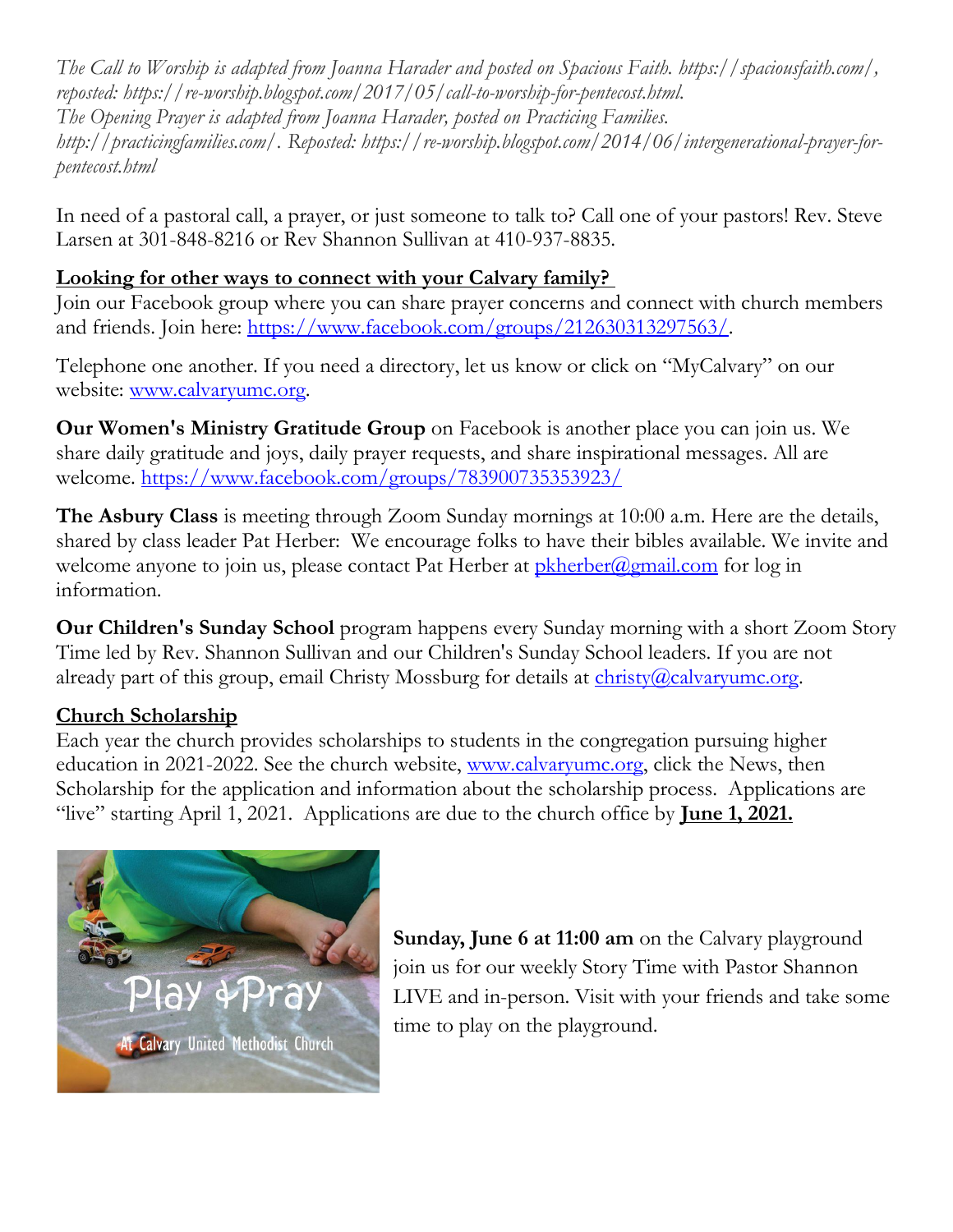*The Call to Worship is adapted from Joanna Harader and posted on Spacious Faith. https://spaciousfaith.com/, reposted: https://re-worship.blogspot.com/2017/05/call-to-worship-for-pentecost.html.*
*The Opening Prayer is adapted from Joanna Harader, posted on Practicing Families. http://practicingfamilies.com/. Reposted: https://re-worship.blogspot.com/2014/06/intergenerational-prayer-for-pentecost.html*

In need of a pastoral call, a prayer, or just someone to talk to? Call one of your pastors! Rev. Steve Larsen at 301-848-8216 or Rev Shannon Sullivan at 410-937-8835.

**Looking for other ways to connect with your Calvary family?**

Join our Facebook group where you can share prayer concerns and connect with church members and friends. Join here: https://www.facebook.com/groups/212630313297563/.

Telephone one another. If you need a directory, let us know or click on "MyCalvary" on our website: www.calvaryumc.org.

**Our Women's Ministry Gratitude Group** on Facebook is another place you can join us. We share daily gratitude and joys, daily prayer requests, and share inspirational messages. All are welcome. https://www.facebook.com/groups/783900735353923/

**The Asbury Class** is meeting through Zoom Sunday mornings at 10:00 a.m. Here are the details, shared by class leader Pat Herber: We encourage folks to have their bibles available. We invite and welcome anyone to join us, please contact Pat Herber at pkherber@gmail.com for log in information.

**Our Children's Sunday School** program happens every Sunday morning with a short Zoom Story Time led by Rev. Shannon Sullivan and our Children's Sunday School leaders. If you are not already part of this group, email Christy Mossburg for details at christy@calvaryumc.org.

**Church Scholarship**

Each year the church provides scholarships to students in the congregation pursuing higher education in 2021-2022. See the church website, www.calvaryumc.org, click the News, then Scholarship for the application and information about the scholarship process. Applications are "live" starting April 1, 2021. Applications are due to the church office by **June 1, 2021.**

Play & Pray
At Calvary United Methodist Church

**Sunday, June 6 at 11:00 am** on the Calvary playground join us for our weekly Story Time with Pastor Shannon LIVE and in-person. Visit with your friends and take some time to play on the playground.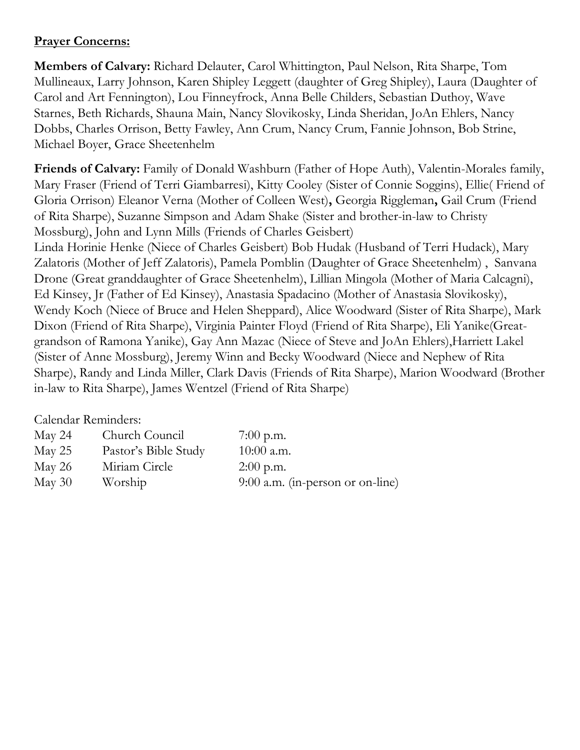**Prayer Concerns:**

**Members of Calvary:** Richard Delauter, Carol Whittington, Paul Nelson, Rita Sharpe, Tom Mullineaux, Larry Johnson, Karen Shipley Leggett (daughter of Greg Shipley), Laura (Daughter of Carol and Art Fennington), Lou Finneyfrock, Anna Belle Childers, Sebastian Duthoy, Wave Starnes, Beth Richards, Shauna Main, Nancy Slovikosky, Linda Sheridan, JoAn Ehlers, Nancy Dobbs, Charles Orrison, Betty Fawley, Ann Crum, Nancy Crum, Fannie Johnson, Bob Strine, Michael Boyer, Grace Sheetenhelm

**Friends of Calvary:** Family of Donald Washburn (Father of Hope Auth), Valentin-Morales family, Mary Fraser (Friend of Terri Giambarresi), Kitty Cooley (Sister of Connie Soggins), Ellie( Friend of Gloria Orrison) Eleanor Verna (Mother of Colleen West)**,** Georgia Riggleman**,** Gail Crum (Friend of Rita Sharpe), Suzanne Simpson and Adam Shake (Sister and brother-in-law to Christy Mossburg), John and Lynn Mills (Friends of Charles Geisbert)
Linda Horinie Henke (Niece of Charles Geisbert) Bob Hudak (Husband of Terri Hudack), Mary Zalatoris (Mother of Jeff Zalatoris), Pamela Pomblin (Daughter of Grace Sheetenhelm) , Sanvana Drone (Great granddaughter of Grace Sheetenhelm), Lillian Mingola (Mother of Maria Calcagni), Ed Kinsey, Jr (Father of Ed Kinsey), Anastasia Spadacino (Mother of Anastasia Slovikosky), Wendy Koch (Niece of Bruce and Helen Sheppard), Alice Woodward (Sister of Rita Sharpe), Mark Dixon (Friend of Rita Sharpe), Virginia Painter Floyd (Friend of Rita Sharpe), Eli Yanike(Great-grandson of Ramona Yanike), Gay Ann Mazac (Niece of Steve and JoAn Ehlers),Harriett Lakel (Sister of Anne Mossburg), Jeremy Winn and Becky Woodward (Niece and Nephew of Rita Sharpe), Randy and Linda Miller, Clark Davis (Friends of Rita Sharpe), Marion Woodward (Brother in-law to Rita Sharpe), James Wentzel (Friend of Rita Sharpe)

Calendar Reminders:

| | | |
|---|---|---|
| May 24 | Church Council | 7:00 p.m. |
| May 25 | Pastor's Bible Study | 10:00 a.m. |
| May 26 | Miriam Circle | 2:00 p.m. |
| May 30 | Worship | 9:00 a.m. (in-person or on-line) |